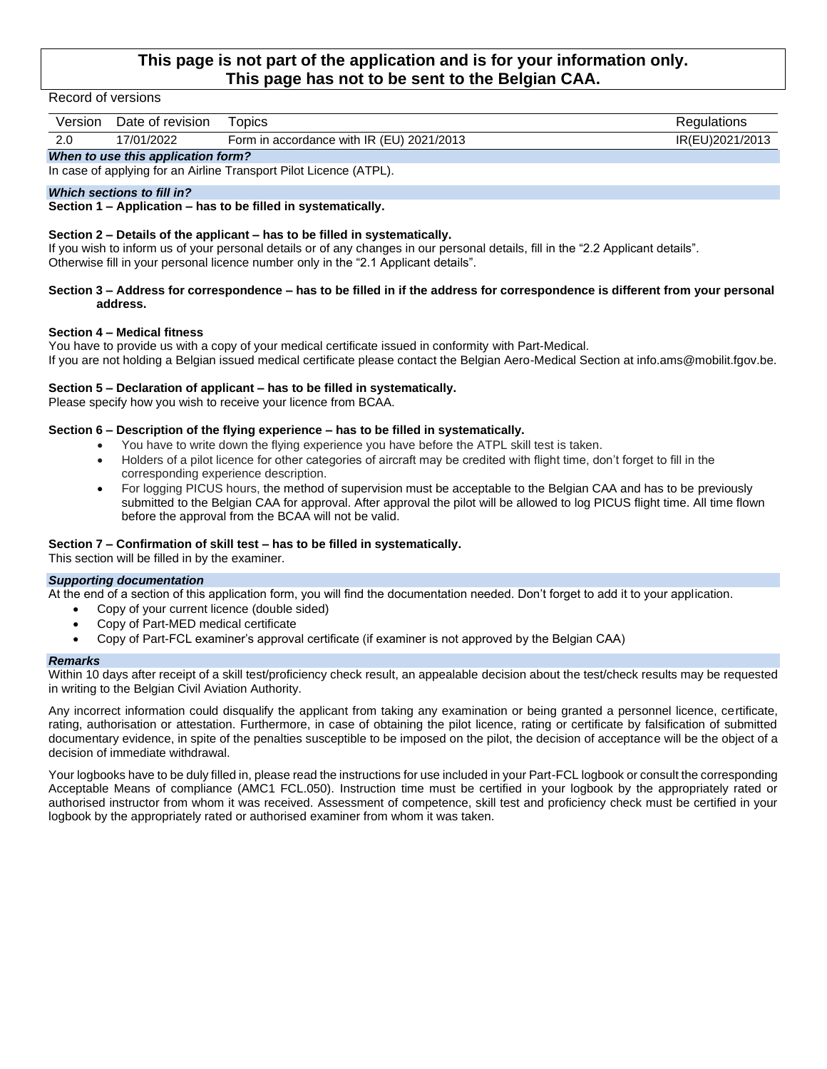**This page is not part of the application and is for your information only.**
**This page has not to be sent to the Belgian CAA.**

Record of versions

| Version | Date of revision | Topics | Regulations |
|---|---|---|---|
| 2.0 | 17/01/2022 | Form in accordance with IR (EU) 2021/2013 | IR(EU)2021/2013 |

***When to use this application form?***

In case of applying for an Airline Transport Pilot Licence (ATPL).

***Which sections to fill in?***

**Section 1 – Application – has to be filled in systematically.**

**Section 2 – Details of the applicant – has to be filled in systematically.**
If you wish to inform us of your personal details or of any changes in our personal details, fill in the "2.2 Applicant details".
Otherwise fill in your personal licence number only in the "2.1 Applicant details".

**Section 3 – Address for correspondence – has to be filled in if the address for correspondence is different from your personal address.**

**Section 4 – Medical fitness**
You have to provide us with a copy of your medical certificate issued in conformity with Part-Medical.
If you are not holding a Belgian issued medical certificate please contact the Belgian Aero-Medical Section at info.ams@mobilit.fgov.be.

**Section 5 – Declaration of applicant – has to be filled in systematically.**
Please specify how you wish to receive your licence from BCAA.

**Section 6 – Description of the flying experience – has to be filled in systematically.**

- You have to write down the flying experience you have before the ATPL skill test is taken.
- Holders of a pilot licence for other categories of aircraft may be credited with flight time, don't forget to fill in the corresponding experience description.
- For logging PICUS hours, the method of supervision must be acceptable to the Belgian CAA and has to be previously submitted to the Belgian CAA for approval. After approval the pilot will be allowed to log PICUS flight time. All time flown before the approval from the BCAA will not be valid.

**Section 7 – Confirmation of skill test – has to be filled in systematically.**
This section will be filled in by the examiner.

***Supporting documentation***

At the end of a section of this application form, you will find the documentation needed. Don't forget to add it to your application.

- Copy of your current licence (double sided)
- Copy of Part-MED medical certificate
- Copy of Part-FCL examiner's approval certificate (if examiner is not approved by the Belgian CAA)

***Remarks***

Within 10 days after receipt of a skill test/proficiency check result, an appealable decision about the test/check results may be requested in writing to the Belgian Civil Aviation Authority.

Any incorrect information could disqualify the applicant from taking any examination or being granted a personnel licence, certificate, rating, authorisation or attestation. Furthermore, in case of obtaining the pilot licence, rating or certificate by falsification of submitted documentary evidence, in spite of the penalties susceptible to be imposed on the pilot, the decision of acceptance will be the object of a decision of immediate withdrawal.

Your logbooks have to be duly filled in, please read the instructions for use included in your Part-FCL logbook or consult the corresponding Acceptable Means of compliance (AMC1 FCL.050). Instruction time must be certified in your logbook by the appropriately rated or authorised instructor from whom it was received. Assessment of competence, skill test and proficiency check must be certified in your logbook by the appropriately rated or authorised examiner from whom it was taken.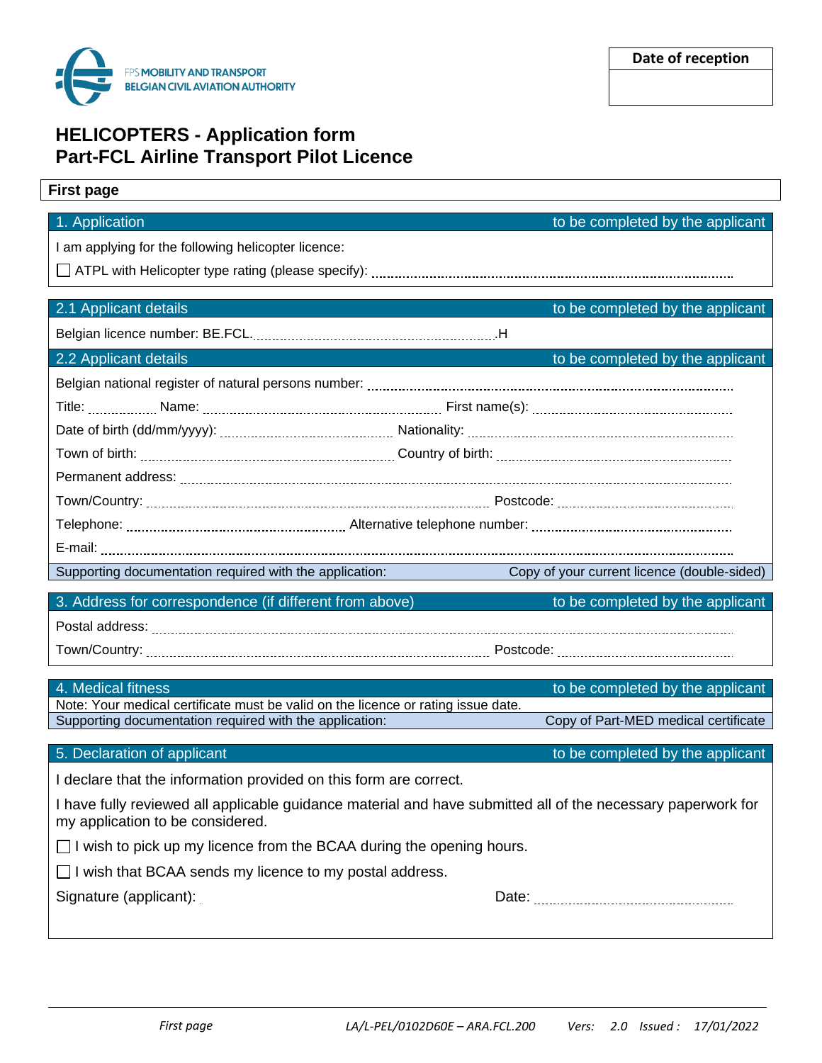FPS MOBILITY AND TRANSPORT
BELGIAN CIVIL AVIATION AUTHORITY

| Date of reception |
|---|
| |

# HELICOPTERS - Application form
# Part-FCL Airline Transport Pilot Licence

**First page**

## 1. Application — to be completed by the applicant

I am applying for the following helicopter licence:

☐ ATPL with Helicopter type rating (please specify): ..........................................

## 2.1 Applicant details — to be completed by the applicant

Belgian licence number: BE.FCL.......................................................H

## 2.2 Applicant details — to be completed by the applicant

Belgian national register of natural persons number: ..........................................

Title: .............. Name: .................................................. First name(s): ..........................................

Date of birth (dd/mm/yyyy): .................................. Nationality: ..........................................

Town of birth: .................................................. Country of birth: ..........................................

Permanent address: ..........................................

Town/Country: .................................................. Postcode: ..........................................

Telephone: .................................................. Alternative telephone number: ..........................................

E-mail: ..........................................

| Supporting documentation required with the application: | Copy of your current licence (double-sided) |
|---|---|

## 3. Address for correspondence (if different from above) — to be completed by the applicant

Postal address: ..........................................

Town/Country: .................................................. Postcode: ..........................................

## 4. Medical fitness — to be completed by the applicant

Note: Your medical certificate must be valid on the licence or rating issue date.

| Supporting documentation required with the application: | Copy of Part-MED medical certificate |
|---|---|

## 5. Declaration of applicant — to be completed by the applicant

I declare that the information provided on this form are correct.

I have fully reviewed all applicable guidance material and have submitted all of the necessary paperwork for my application to be considered.

☐ I wish to pick up my licence from the BCAA during the opening hours.

☐ I wish that BCAA sends my licence to my postal address.

Signature (applicant): Date: ..........................................

*First page* *LA/L-PEL/0102D60E – ARA.FCL.200* *Vers: 2.0 Issued : 17/01/2022*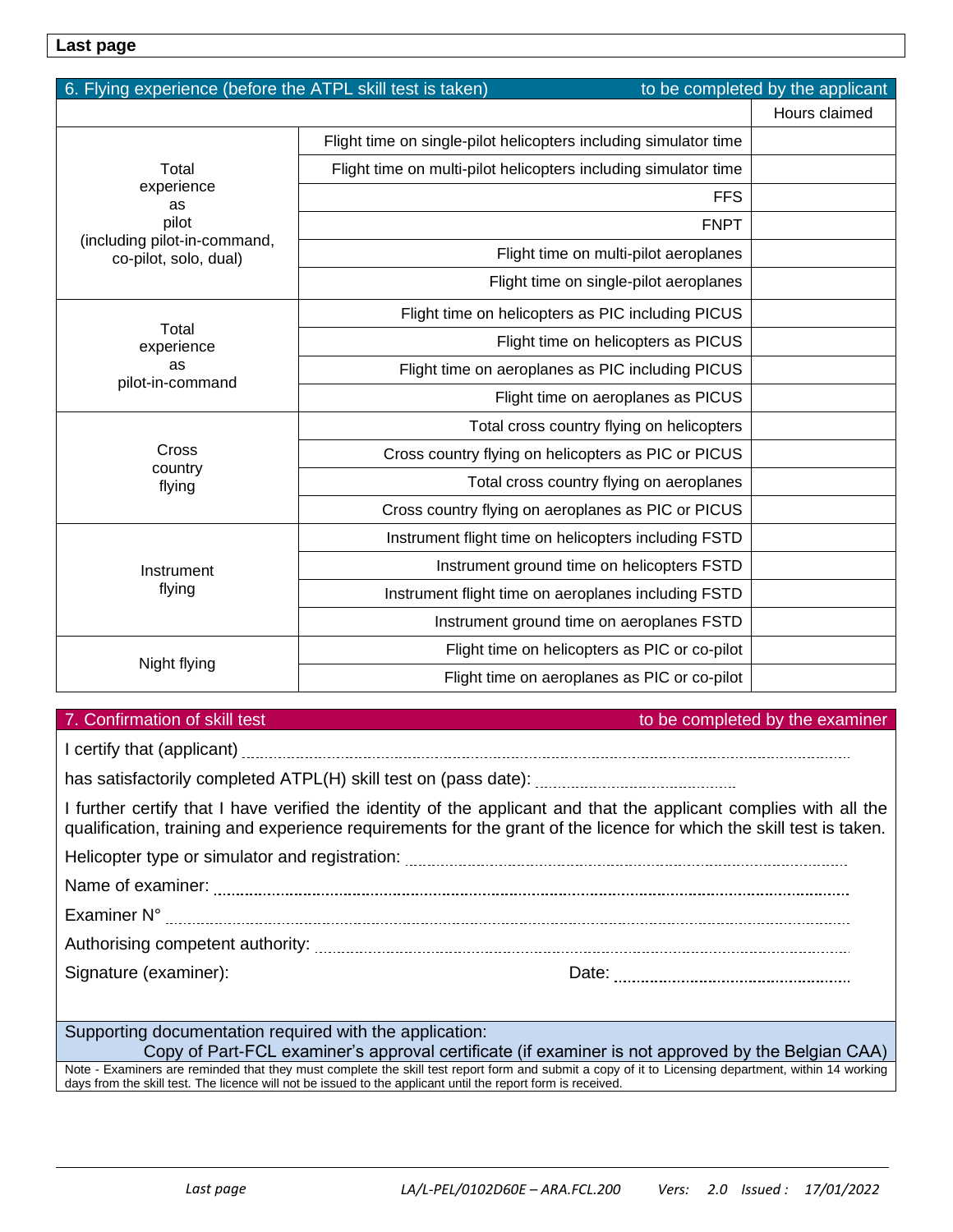**Last page**

## 6. Flying experience (before the ATPL skill test is taken) — to be completed by the applicant

| | | Hours claimed |
|---|---|---|
| Total experience as pilot (including pilot-in-command, co-pilot, solo, dual) | Flight time on single-pilot helicopters including simulator time | |
| | Flight time on multi-pilot helicopters including simulator time | |
| | FFS | |
| | FNPT | |
| | Flight time on multi-pilot aeroplanes | |
| | Flight time on single-pilot aeroplanes | |
| Total experience as pilot-in-command | Flight time on helicopters as PIC including PICUS | |
| | Flight time on helicopters as PICUS | |
| | Flight time on aeroplanes as PIC including PICUS | |
| | Flight time on aeroplanes as PICUS | |
| Cross country flying | Total cross country flying on helicopters | |
| | Cross country flying on helicopters as PIC or PICUS | |
| | Total cross country flying on aeroplanes | |
| | Cross country flying on aeroplanes as PIC or PICUS | |
| Instrument flying | Instrument flight time on helicopters including FSTD | |
| | Instrument ground time on helicopters FSTD | |
| | Instrument flight time on aeroplanes including FSTD | |
| | Instrument ground time on aeroplanes FSTD | |
| Night flying | Flight time on helicopters as PIC or co-pilot | |
| | Flight time on aeroplanes as PIC or co-pilot | |

## 7. Confirmation of skill test — to be completed by the examiner

I certify that (applicant) ..............................................................................................................................

has satisfactorily completed ATPL(H) skill test on (pass date): ....................................

I further certify that I have verified the identity of the applicant and that the applicant complies with all the qualification, training and experience requirements for the grant of the licence for which the skill test is taken.

Helicopter type or simulator and registration: ..............................................................................

Name of examiner: ..............................................................................................................

Examiner N° ......................................................................................................................

Authorising competent authority: ..........................................................................................

Signature (examiner): Date: ....................................

**Supporting documentation required with the application:**
Copy of Part-FCL examiner's approval certificate (if examiner is not approved by the Belgian CAA)

Note - Examiners are reminded that they must complete the skill test report form and submit a copy of it to Licensing department, within 14 working days from the skill test. The licence will not be issued to the applicant until the report form is received.